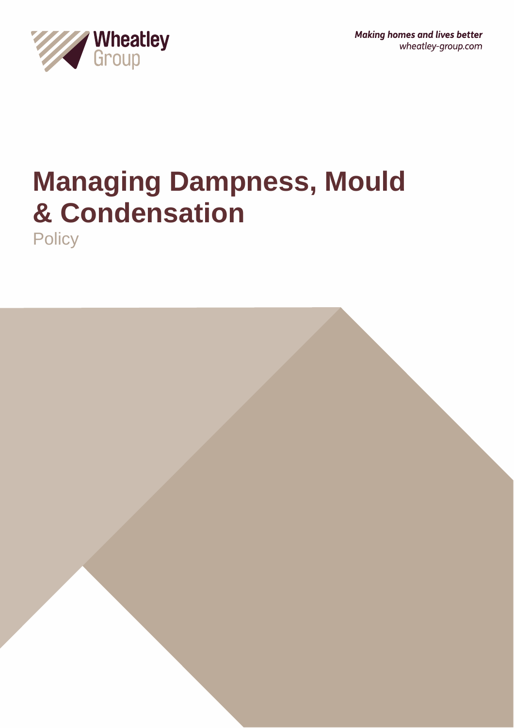Wheatley Group

*Making homes and lives better*
*wheatley-group.com*

# Managing Dampness, Mould & Condensation

Policy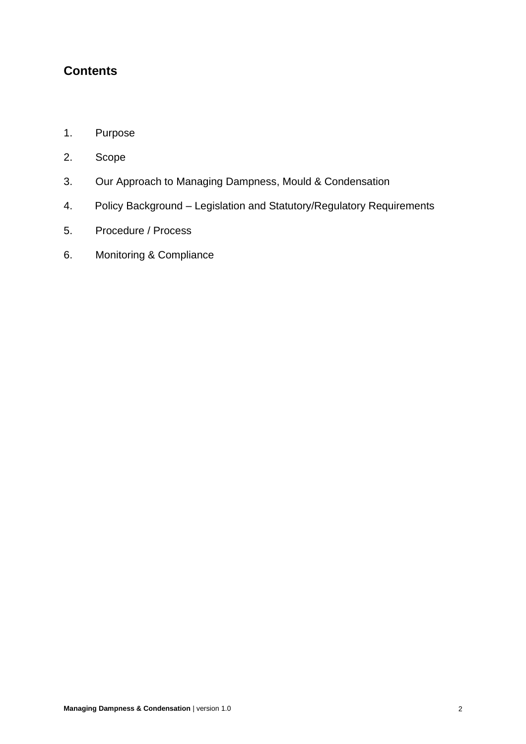## Contents

1. Purpose
2. Scope
3. Our Approach to Managing Dampness, Mould & Condensation
4. Policy Background – Legislation and Statutory/Regulatory Requirements
5. Procedure / Process
6. Monitoring & Compliance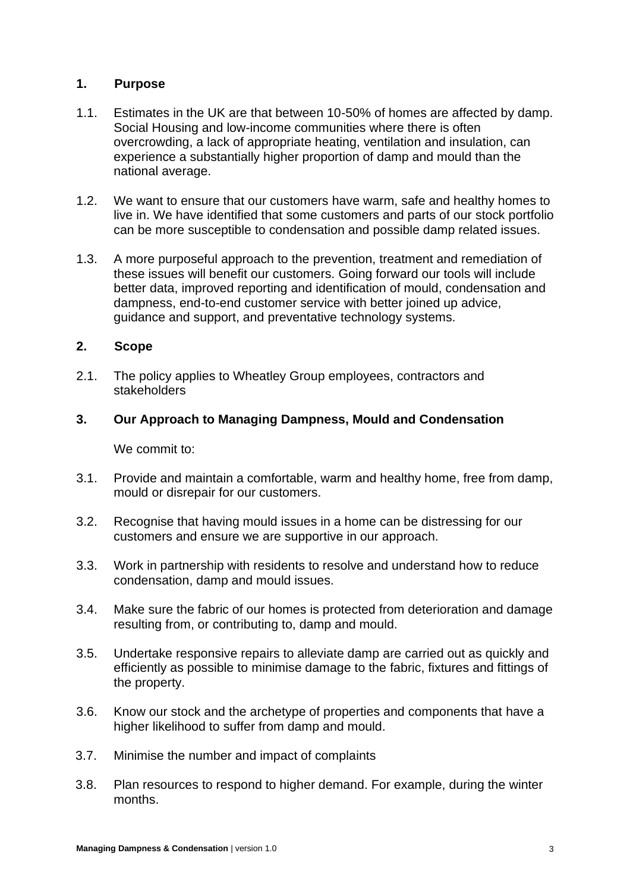## 1. Purpose

1.1. Estimates in the UK are that between 10-50% of homes are affected by damp. Social Housing and low-income communities where there is often overcrowding, a lack of appropriate heating, ventilation and insulation, can experience a substantially higher proportion of damp and mould than the national average.

1.2. We want to ensure that our customers have warm, safe and healthy homes to live in. We have identified that some customers and parts of our stock portfolio can be more susceptible to condensation and possible damp related issues.

1.3. A more purposeful approach to the prevention, treatment and remediation of these issues will benefit our customers. Going forward our tools will include better data, improved reporting and identification of mould, condensation and dampness, end-to-end customer service with better joined up advice, guidance and support, and preventative technology systems.

## 2. Scope

2.1. The policy applies to Wheatley Group employees, contractors and stakeholders

## 3. Our Approach to Managing Dampness, Mould and Condensation

We commit to:

3.1. Provide and maintain a comfortable, warm and healthy home, free from damp, mould or disrepair for our customers.

3.2. Recognise that having mould issues in a home can be distressing for our customers and ensure we are supportive in our approach.

3.3. Work in partnership with residents to resolve and understand how to reduce condensation, damp and mould issues.

3.4. Make sure the fabric of our homes is protected from deterioration and damage resulting from, or contributing to, damp and mould.

3.5. Undertake responsive repairs to alleviate damp are carried out as quickly and efficiently as possible to minimise damage to the fabric, fixtures and fittings of the property.

3.6. Know our stock and the archetype of properties and components that have a higher likelihood to suffer from damp and mould.

3.7. Minimise the number and impact of complaints

3.8. Plan resources to respond to higher demand. For example, during the winter months.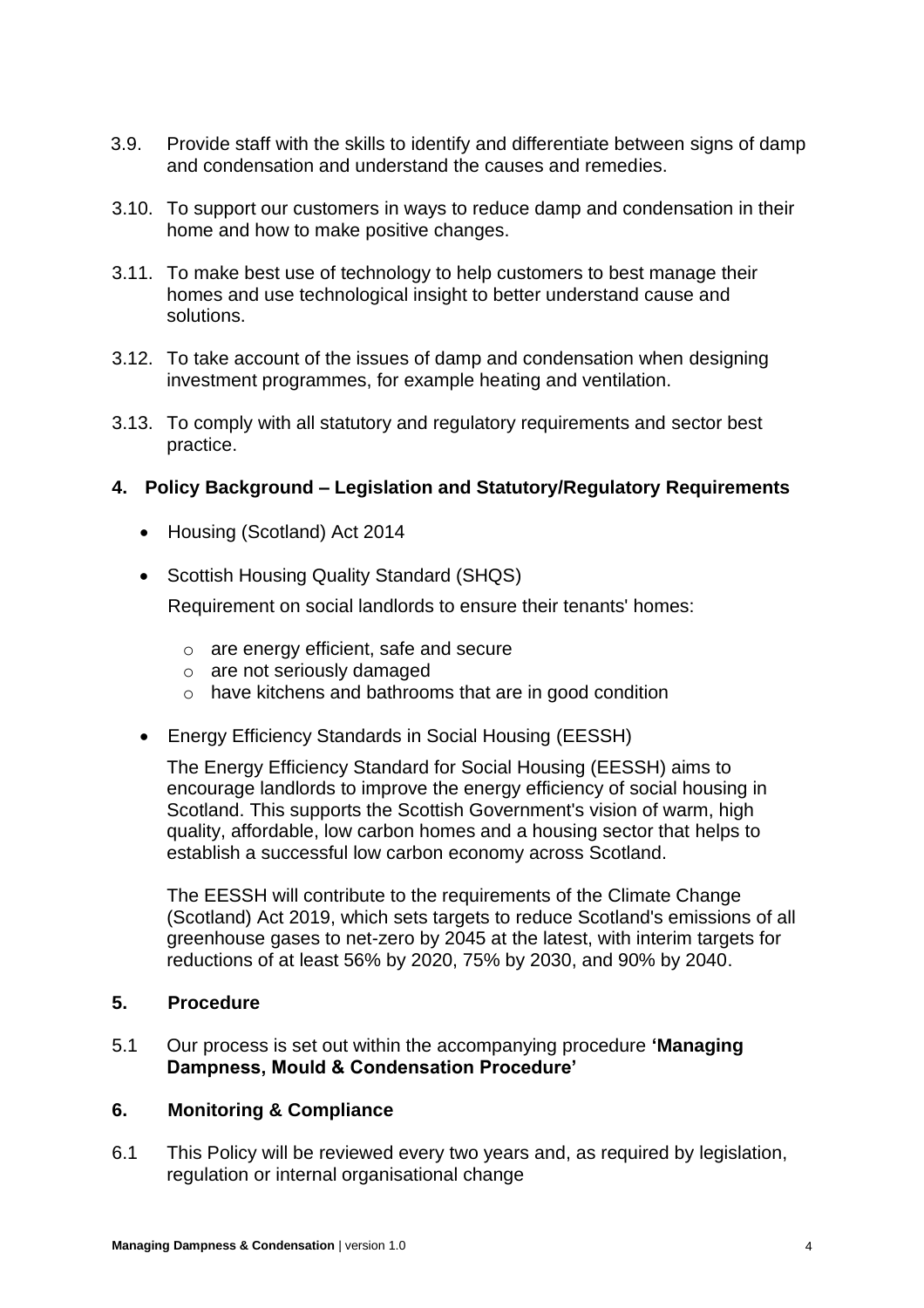3.9. Provide staff with the skills to identify and differentiate between signs of damp and condensation and understand the causes and remedies.

3.10. To support our customers in ways to reduce damp and condensation in their home and how to make positive changes.

3.11. To make best use of technology to help customers to best manage their homes and use technological insight to better understand cause and solutions.

3.12. To take account of the issues of damp and condensation when designing investment programmes, for example heating and ventilation.

3.13. To comply with all statutory and regulatory requirements and sector best practice.

## 4. Policy Background – Legislation and Statutory/Regulatory Requirements

- Housing (Scotland) Act 2014
- Scottish Housing Quality Standard (SHQS)

  Requirement on social landlords to ensure their tenants' homes:

  - are energy efficient, safe and secure
  - are not seriously damaged
  - have kitchens and bathrooms that are in good condition

- Energy Efficiency Standards in Social Housing (EESSH)

  The Energy Efficiency Standard for Social Housing (EESSH) aims to encourage landlords to improve the energy efficiency of social housing in Scotland. This supports the Scottish Government's vision of warm, high quality, affordable, low carbon homes and a housing sector that helps to establish a successful low carbon economy across Scotland.

  The EESSH will contribute to the requirements of the Climate Change (Scotland) Act 2019, which sets targets to reduce Scotland's emissions of all greenhouse gases to net-zero by 2045 at the latest, with interim targets for reductions of at least 56% by 2020, 75% by 2030, and 90% by 2040.

## 5. Procedure

5.1 Our process is set out within the accompanying procedure **'Managing Dampness, Mould & Condensation Procedure'**

## 6. Monitoring & Compliance

6.1 This Policy will be reviewed every two years and, as required by legislation, regulation or internal organisational change